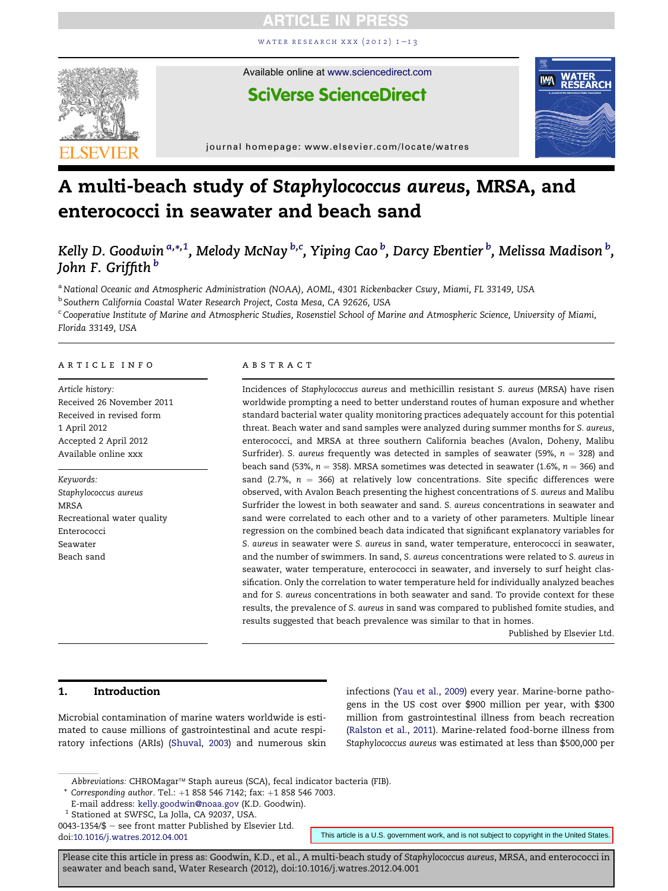# A multi-beach study of *Staphylococcus aureus*, MRSA, and enterococci in seawater and beach sand

Kelly D. Goodwin[a,*,1], Melody McNay[b,c], Yiping Cao[b], Darcy Ebentier[b], Melissa Madison[b], John F. Griffith[b]

[a] National Oceanic and Atmospheric Administration (NOAA), AOML, 4301 Rickenbacker Cswy, Miami, FL 33149, USA
[b] Southern California Coastal Water Research Project, Costa Mesa, CA 92626, USA
[c] Cooperative Institute of Marine and Atmospheric Studies, Rosenstiel School of Marine and Atmospheric Science, University of Miami, Florida 33149, USA

**ARTICLE INFO**

*Article history:*
Received 26 November 2011
Received in revised form
1 April 2012
Accepted 2 April 2012
Available online xxx

*Keywords:*
*Staphylococcus aureus*
MRSA
Recreational water quality
Enterococci
Seawater
Beach sand

**ABSTRACT**

Incidences of *Staphylococcus aureus* and methicillin resistant *S. aureus* (MRSA) have risen worldwide prompting a need to better understand routes of human exposure and whether standard bacterial water quality monitoring practices adequately account for this potential threat. Beach water and sand samples were analyzed during summer months for *S. aureus*, enterococci, and MRSA at three southern California beaches (Avalon, Doheny, Malibu Surfrider). *S. aureus* frequently was detected in samples of seawater (59%, $n = 328$) and beach sand (53%, $n = 358$). MRSA sometimes was detected in seawater (1.6%, $n = 366$) and sand (2.7%, $n = 366$) at relatively low concentrations. Site specific differences were observed, with Avalon Beach presenting the highest concentrations of *S. aureus* and Malibu Surfrider the lowest in both seawater and sand. *S. aureus* concentrations in seawater and sand were correlated to each other and to a variety of other parameters. Multiple linear regression on the combined beach data indicated that significant explanatory variables for *S. aureus* in seawater were *S. aureus* in sand, water temperature, enterococci in seawater, and the number of swimmers. In sand, *S. aureus* concentrations were related to *S. aureus* in seawater, water temperature, enterococci in seawater, and inversely to surf height classification. Only the correlation to water temperature held for individually analyzed beaches and for *S. aureus* concentrations in both seawater and sand. To provide context for these results, the prevalence of *S. aureus* in sand was compared to published fomite studies, and results suggested that beach prevalence was similar to that in homes.

Published by Elsevier Ltd.

## 1. Introduction

Microbial contamination of marine waters worldwide is estimated to cause millions of gastrointestinal and acute respiratory infections (ARIs) (Shuval, 2003) and numerous skin infections (Yau et al., 2009) every year. Marine-borne pathogens in the US cost over $900 million per year, with $300 million from gastrointestinal illness from beach recreation (Ralston et al., 2011). Marine-related food-borne illness from *Staphylococcus aureus* was estimated at less than $500,000 per

---

*Abbreviations:* CHROMagar™ Staph aureus (SCA), fecal indicator bacteria (FIB).
\* *Corresponding author*. Tel.: +1 858 546 7142; fax: +1 858 546 7003.
E-mail address: kelly.goodwin@noaa.gov (K.D. Goodwin).
[1] Stationed at SWFSC, La Jolla, CA 92037, USA.
0043-1354/$ – see front matter Published by Elsevier Ltd.
doi:10.1016/j.watres.2012.04.001

This article is a U.S. government work, and is not subject to copyright in the United States.

Please cite this article in press as: Goodwin, K.D., et al., A multi-beach study of *Staphylococcus aureus*, MRSA, and enterococci in seawater and beach sand, Water Research (2012), doi:10.1016/j.watres.2012.04.001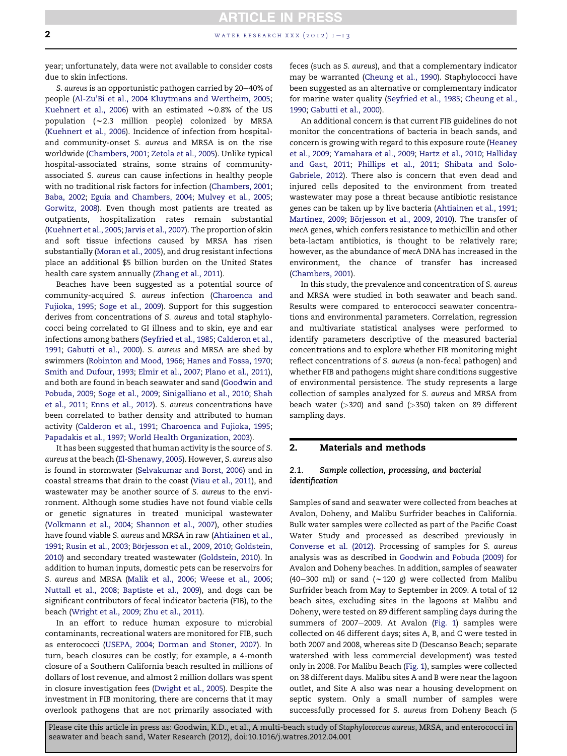year; unfortunately, data were not available to consider costs due to skin infections.

*S. aureus* is an opportunistic pathogen carried by 20–40% of people (Al-Zu'Bi et al., 2004 Kluytmans and Wertheim, 2005; Kuehnert et al., 2006) with an estimated ~0.8% of the US population (~2.3 million people) colonized by MRSA (Kuehnert et al., 2006). Incidence of infection from hospital- and community-onset *S. aureus* and MRSA is on the rise worldwide (Chambers, 2001; Zetola et al., 2005). Unlike typical hospital-associated strains, some strains of community-associated *S. aureus* can cause infections in healthy people with no traditional risk factors for infection (Chambers, 2001; Baba, 2002; Eguia and Chambers, 2004; Mulvey et al., 2005; Gorwitz, 2008). Even though most patients are treated as outpatients, hospitalization rates remain substantial (Kuehnert et al., 2005; Jarvis et al., 2007). The proportion of skin and soft tissue infections caused by MRSA has risen substantially (Moran et al., 2005), and drug resistant infections place an additional $5 billion burden on the United States health care system annually (Zhang et al., 2011).

Beaches have been suggested as a potential source of community-acquired *S. aureus* infection (Charoenca and Fujioka, 1995; Soge et al., 2009). Support for this suggestion derives from concentrations of *S. aureus* and total staphylococci being correlated to GI illness and to skin, eye and ear infections among bathers (Seyfried et al., 1985; Calderon et al., 1991; Gabutti et al., 2000). *S. aureus* and MRSA are shed by swimmers (Robinton and Mood, 1966; Hanes and Fossa, 1970; Smith and Dufour, 1993; Elmir et al., 2007; Plano et al., 2011), and both are found in beach seawater and sand (Goodwin and Pobuda, 2009; Soge et al., 2009; Sinigalliano et al., 2010; Shah et al., 2011; Enns et al., 2012). *S. aureus* concentrations have been correlated to bather density and attributed to human activity (Calderon et al., 1991; Charoenca and Fujioka, 1995; Papadakis et al., 1997; World Health Organization, 2003).

It has been suggested that human activity is the source of *S. aureus* at the beach (El-Shenawy, 2005). However, *S. aureus* also is found in stormwater (Selvakumar and Borst, 2006) and in coastal streams that drain to the coast (Viau et al., 2011), and wastewater may be another source of *S. aureus* to the environment. Although some studies have not found viable cells or genetic signatures in treated municipal wastewater (Volkmann et al., 2004; Shannon et al., 2007), other studies have found viable *S. aureus* and MRSA in raw (Ahtiainen et al., 1991; Rusin et al., 2003; Börjesson et al., 2009, 2010; Goldstein, 2010) and secondary treated wastewater (Goldstein, 2010). In addition to human inputs, domestic pets can be reservoirs for *S. aureus* and MRSA (Malik et al., 2006; Weese et al., 2006; Nuttall et al., 2008; Baptiste et al., 2009), and dogs can be significant contributors of fecal indicator bacteria (FIB), to the beach (Wright et al., 2009; Zhu et al., 2011).

In an effort to reduce human exposure to microbial contaminants, recreational waters are monitored for FIB, such as enterococci (USEPA, 2004; Dorman and Stoner, 2007). In turn, beach closures can be costly; for example, a 4-month closure of a Southern California beach resulted in millions of dollars of lost revenue, and almost 2 million dollars was spent in closure investigation fees (Dwight et al., 2005). Despite the investment in FIB monitoring, there are concerns that it may overlook pathogens that are not primarily associated with feces (such as *S. aureus*), and that a complementary indicator may be warranted (Cheung et al., 1990). Staphylococci have been suggested as an alternative or complementary indicator for marine water quality (Seyfried et al., 1985; Cheung et al., 1990; Gabutti et al., 2000).

An additional concern is that current FIB guidelines do not monitor the concentrations of bacteria in beach sands, and concern is growing with regard to this exposure route (Heaney et al., 2009; Yamahara et al., 2009; Hartz et al., 2010; Halliday and Gast, 2011; Phillips et al., 2011; Shibata and Solo-Gabriele, 2012). There also is concern that even dead and injured cells deposited to the environment from treated wastewater may pose a threat because antibiotic resistance genes can be taken up by live bacteria (Ahtiainen et al., 1991; Martinez, 2009; Börjesson et al., 2009, 2010). The transfer of *mec*A genes, which confers resistance to methicillin and other beta-lactam antibiotics, is thought to be relatively rare; however, as the abundance of *mec*A DNA has increased in the environment, the chance of transfer has increased (Chambers, 2001).

In this study, the prevalence and concentration of *S. aureus* and MRSA were studied in both seawater and beach sand. Results were compared to enterococci seawater concentrations and environmental parameters. Correlation, regression and multivariate statistical analyses were performed to identify parameters descriptive of the measured bacterial concentrations and to explore whether FIB monitoring might reflect concentrations of *S. aureus* (a non-fecal pathogen) and whether FIB and pathogens might share conditions suggestive of environmental persistence. The study represents a large collection of samples analyzed for *S. aureus* and MRSA from beach water (>320) and sand (>350) taken on 89 different sampling days.

## 2. Materials and methods

### 2.1. Sample collection, processing, and bacterial identification

Samples of sand and seawater were collected from beaches at Avalon, Doheny, and Malibu Surfrider beaches in California. Bulk water samples were collected as part of the Pacific Coast Water Study and processed as described previously in Converse et al. (2012). Processing of samples for *S. aureus* analysis was as described in Goodwin and Pobuda (2009) for Avalon and Doheny beaches. In addition, samples of seawater (40–300 ml) or sand (~120 g) were collected from Malibu Surfrider beach from May to September in 2009. A total of 12 beach sites, excluding sites in the lagoons at Malibu and Doheny, were tested on 89 different sampling days during the summers of 2007–2009. At Avalon (Fig. 1) samples were collected on 46 different days; sites A, B, and C were tested in both 2007 and 2008, whereas site D (Descanso Beach; separate watershed with less commercial development) was tested only in 2008. For Malibu Beach (Fig. 1), samples were collected on 38 different days. Malibu sites A and B were near the lagoon outlet, and Site A also was near a housing development on septic system. Only a small number of samples were successfully processed for *S. aureus* from Doheny Beach (5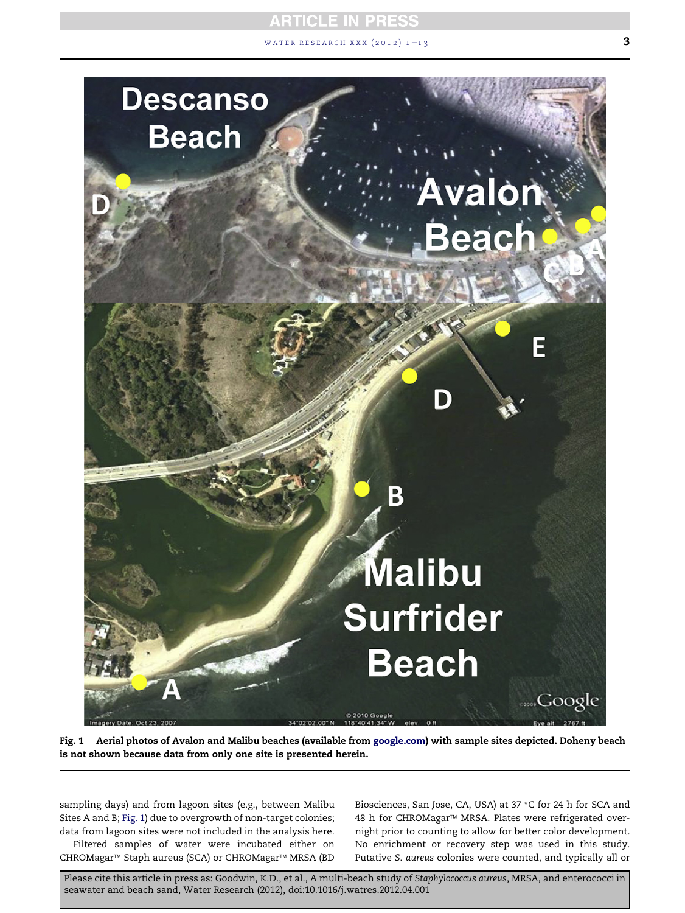**Fig. 1 – Aerial photos of Avalon and Malibu beaches (available from google.com) with sample sites depicted. Doheny beach is not shown because data from only one site is presented herein.**

sampling days) and from lagoon sites (e.g., between Malibu Sites A and B; Fig. 1) due to overgrowth of non-target colonies; data from lagoon sites were not included in the analysis here.

Filtered samples of water were incubated either on CHROMagar™ Staph aureus (SCA) or CHROMagar™ MRSA (BD Biosciences, San Jose, CA, USA) at 37 °C for 24 h for SCA and 48 h for CHROMagar™ MRSA. Plates were refrigerated overnight prior to counting to allow for better color development. No enrichment or recovery step was used in this study. Putative *S. aureus* colonies were counted, and typically all or

Please cite this article in press as: Goodwin, K.D., et al., A multi-beach study of *Staphylococcus aureus*, MRSA, and enterococci in seawater and beach sand, Water Research (2012), doi:10.1016/j.watres.2012.04.001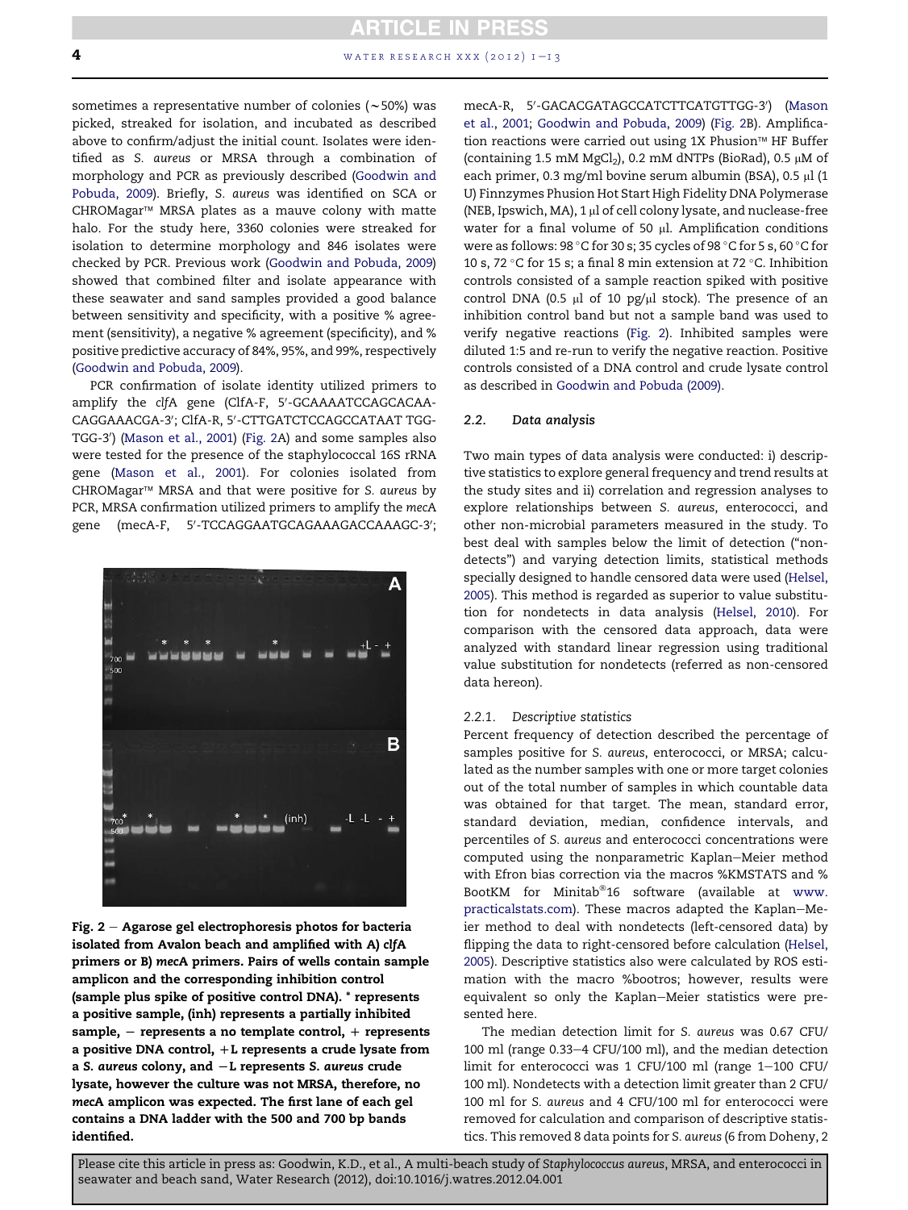sometimes a representative number of colonies (~50%) was picked, streaked for isolation, and incubated as described above to confirm/adjust the initial count. Isolates were identified as *S. aureus* or MRSA through a combination of morphology and PCR as previously described (Goodwin and Pobuda, 2009). Briefly, *S. aureus* was identified on SCA or CHROMagar™ MRSA plates as a mauve colony with matte halo. For the study here, 3360 colonies were streaked for isolation to determine morphology and 846 isolates were checked by PCR. Previous work (Goodwin and Pobuda, 2009) showed that combined filter and isolate appearance with these seawater and sand samples provided a good balance between sensitivity and specificity, with a positive % agreement (sensitivity), a negative % agreement (specificity), and % positive predictive accuracy of 84%, 95%, and 99%, respectively (Goodwin and Pobuda, 2009).

PCR confirmation of isolate identity utilized primers to amplify the *clfA* gene (ClfA-F, 5′-GCAAAATCCAGCACAACAGGAAACGA-3′; ClfA-R, 5′-CTTGATCTCCAGCCATAAT TGGTGG-3′) (Mason et al., 2001) (Fig. 2A) and some samples also were tested for the presence of the staphylococcal 16S rRNA gene (Mason et al., 2001). For colonies isolated from CHROMagar™ MRSA and that were positive for *S. aureus* by PCR, MRSA confirmation utilized primers to amplify the *mecA* gene (mecA-F, 5′-TCCAGGAATGCAGAAAGACCAAAGC-3′; mecA-R, 5′-GACACGATAGCCATCTTCATGTTGG-3′) (Mason et al., 2001; Goodwin and Pobuda, 2009) (Fig. 2B). Amplification reactions were carried out using 1X Phusion™ HF Buffer (containing 1.5 mM $MgCl_2$), 0.2 mM dNTPs (BioRad), 0.5 μM of each primer, 0.3 mg/ml bovine serum albumin (BSA), 0.5 μl (1 U) Finnzymes Phusion Hot Start High Fidelity DNA Polymerase (NEB, Ipswich, MA), 1 μl of cell colony lysate, and nuclease-free water for a final volume of 50 μl. Amplification conditions were as follows: 98 °C for 30 s; 35 cycles of 98 °C for 5 s, 60 °C for 10 s, 72 °C for 15 s; a final 8 min extension at 72 °C. Inhibition controls consisted of a sample reaction spiked with positive control DNA (0.5 μl of 10 pg/μl stock). The presence of an inhibition control band but not a sample band was used to verify negative reactions (Fig. 2). Inhibited samples were diluted 1:5 and re-run to verify the negative reaction. Positive controls consisted of a DNA control and crude lysate control as described in Goodwin and Pobuda (2009).

**Fig. 2 – Agarose gel electrophoresis photos for bacteria isolated from Avalon beach and amplified with A) *clfA* primers or B) *mecA* primers. Pairs of wells contain sample amplicon and the corresponding inhibition control (sample plus spike of positive control DNA). * represents a positive sample, (inh) represents a partially inhibited sample, − represents a no template control, + represents a positive DNA control, +L represents a crude lysate from a *S. aureus* colony, and −L represents *S. aureus* crude lysate, however the culture was not MRSA, therefore, no *mecA* amplicon was expected. The first lane of each gel contains a DNA ladder with the 500 and 700 bp bands identified.**

### 2.2. Data analysis

Two main types of data analysis were conducted: i) descriptive statistics to explore general frequency and trend results at the study sites and ii) correlation and regression analyses to explore relationships between *S. aureus*, enterococci, and other non-microbial parameters measured in the study. To best deal with samples below the limit of detection ("nondetects") and varying detection limits, statistical methods specially designed to handle censored data were used (Helsel, 2005). This method is regarded as superior to value substitution for nondetects in data analysis (Helsel, 2010). For comparison with the censored data approach, data were analyzed with standard linear regression using traditional value substitution for nondetects (referred as non-censored data hereon).

#### 2.2.1. Descriptive statistics

Percent frequency of detection described the percentage of samples positive for *S. aureus*, enterococci, or MRSA; calculated as the number samples with one or more target colonies out of the total number of samples in which countable data was obtained for that target. The mean, standard error, standard deviation, median, confidence intervals, and percentiles of *S. aureus* and enterococci concentrations were computed using the nonparametric Kaplan–Meier method with Efron bias correction via the macros %KMSTATS and %BootKM for Minitab®16 software (available at www.practicalstats.com). These macros adapted the Kaplan–Meier method to deal with nondetects (left-censored data) by flipping the data to right-censored before calculation (Helsel, 2005). Descriptive statistics also were calculated by ROS estimation with the macro %bootros; however, results were equivalent so only the Kaplan–Meier statistics were presented here.

The median detection limit for *S. aureus* was 0.67 CFU/100 ml (range 0.33–4 CFU/100 ml), and the median detection limit for enterococci was 1 CFU/100 ml (range 1–100 CFU/100 ml). Nondetects with a detection limit greater than 2 CFU/100 ml for *S. aureus* and 4 CFU/100 ml for enterococci were removed for calculation and comparison of descriptive statistics. This removed 8 data points for *S. aureus* (6 from Doheny, 2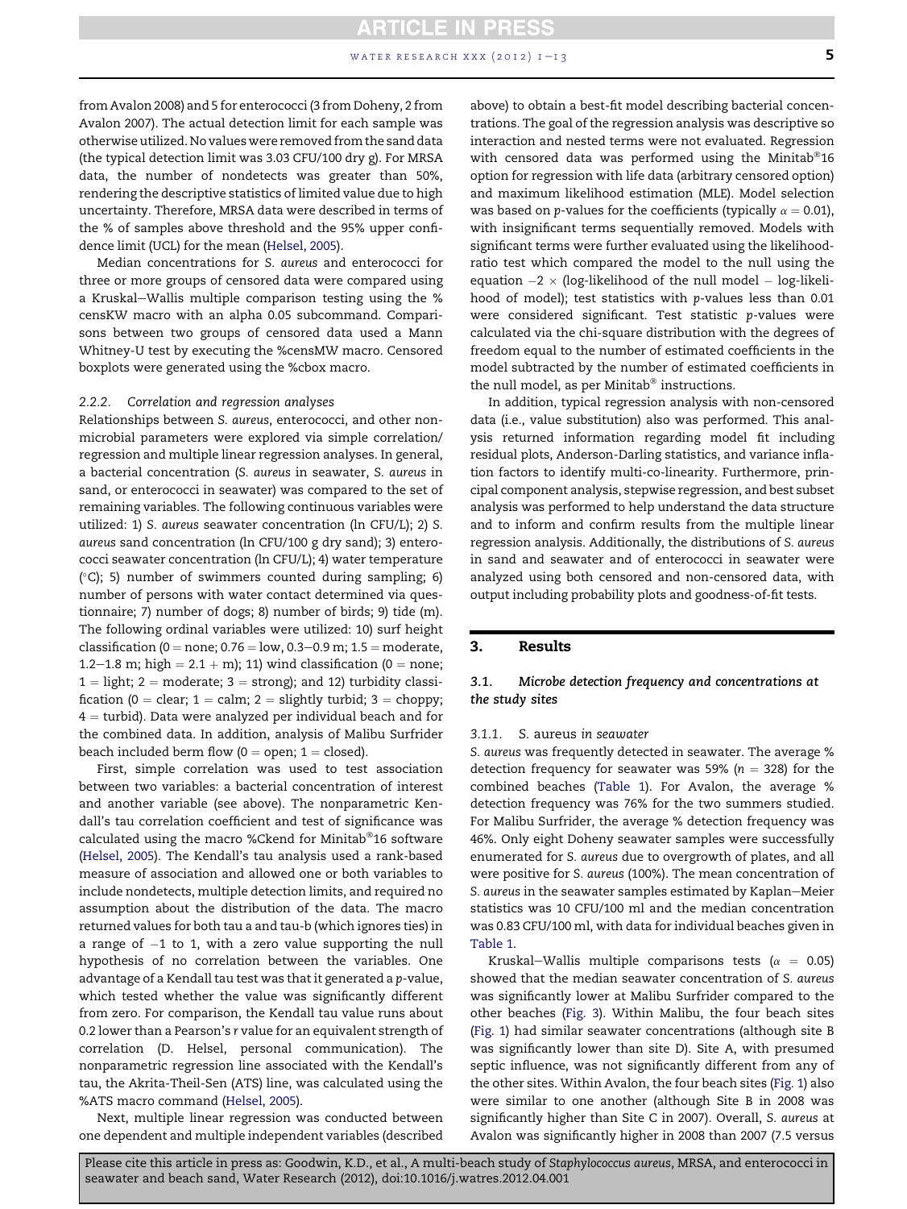from Avalon 2008) and 5 for enterococci (3 from Doheny, 2 from Avalon 2007). The actual detection limit for each sample was otherwise utilized. No values were removed from the sand data (the typical detection limit was 3.03 CFU/100 dry g). For MRSA data, the number of nondetects was greater than 50%, rendering the descriptive statistics of limited value due to high uncertainty. Therefore, MRSA data were described in terms of the % of samples above threshold and the 95% upper confidence limit (UCL) for the mean (Helsel, 2005).

Median concentrations for *S. aureus* and enterococci for three or more groups of censored data were compared using a Kruskal–Wallis multiple comparison testing using the %censKW macro with an alpha 0.05 subcommand. Comparisons between two groups of censored data used a Mann Whitney-U test by executing the %censMW macro. Censored boxplots were generated using the %cbox macro.

#### 2.2.2. Correlation and regression analyses

Relationships between *S. aureus*, enterococci, and other non-microbial parameters were explored via simple correlation/regression and multiple linear regression analyses. In general, a bacterial concentration (*S. aureus* in seawater, *S. aureus* in sand, or enterococci in seawater) was compared to the set of remaining variables. The following continuous variables were utilized: 1) *S. aureus* seawater concentration (ln CFU/L); 2) *S. aureus* sand concentration (ln CFU/100 g dry sand); 3) enterococci seawater concentration (ln CFU/L); 4) water temperature (°C); 5) number of swimmers counted during sampling; 6) number of persons with water contact determined via questionnaire; 7) number of dogs; 8) number of birds; 9) tide (m). The following ordinal variables were utilized: 10) surf height classification (0 = none; 0.76 = low, 0.3–0.9 m; 1.5 = moderate, 1.2–1.8 m; high = 2.1 + m); 11) wind classification (0 = none; 1 = light; 2 = moderate; 3 = strong); and 12) turbidity classification (0 = clear; 1 = calm; 2 = slightly turbid; 3 = choppy; 4 = turbid). Data were analyzed per individual beach and for the combined data. In addition, analysis of Malibu Surfrider beach included berm flow (0 = open; 1 = closed).

First, simple correlation was used to test association between two variables: a bacterial concentration of interest and another variable (see above). The nonparametric Kendall's tau correlation coefficient and test of significance was calculated using the macro %Ckend for Minitab®16 software (Helsel, 2005). The Kendall's tau analysis used a rank-based measure of association and allowed one or both variables to include nondetects, multiple detection limits, and required no assumption about the distribution of the data. The macro returned values for both tau a and tau-b (which ignores ties) in a range of −1 to 1, with a zero value supporting the null hypothesis of no correlation between the variables. One advantage of a Kendall tau test was that it generated a *p*-value, which tested whether the value was significantly different from zero. For comparison, the Kendall tau value runs about 0.2 lower than a Pearson's *r* value for an equivalent strength of correlation (D. Helsel, personal communication). The nonparametric regression line associated with the Kendall's tau, the Akrita-Theil-Sen (ATS) line, was calculated using the %ATS macro command (Helsel, 2005).

Next, multiple linear regression was conducted between one dependent and multiple independent variables (described above) to obtain a best-fit model describing bacterial concentrations. The goal of the regression analysis was descriptive so interaction and nested terms were not evaluated. Regression with censored data was performed using the Minitab®16 option for regression with life data (arbitrary censored option) and maximum likelihood estimation (MLE). Model selection was based on *p*-values for the coefficients (typically $\alpha = 0.01$), with insignificant terms sequentially removed. Models with significant terms were further evaluated using the likelihood-ratio test which compared the model to the null using the equation $-2 \times$ (log-likelihood of the null model − log-likelihood of model); test statistics with *p*-values less than 0.01 were considered significant. Test statistic *p*-values were calculated via the chi-square distribution with the degrees of freedom equal to the number of estimated coefficients in the model subtracted by the number of estimated coefficients in the null model, as per Minitab® instructions.

In addition, typical regression analysis with non-censored data (i.e., value substitution) also was performed. This analysis returned information regarding model fit including residual plots, Anderson-Darling statistics, and variance inflation factors to identify multi-co-linearity. Furthermore, principal component analysis, stepwise regression, and best subset analysis was performed to help understand the data structure and to inform and confirm results from the multiple linear regression analysis. Additionally, the distributions of *S. aureus* in sand and seawater and of enterococci in seawater were analyzed using both censored and non-censored data, with output including probability plots and goodness-of-fit tests.

## 3. Results

### 3.1. Microbe detection frequency and concentrations at the study sites

#### 3.1.1. *S. aureus* in seawater

*S. aureus* was frequently detected in seawater. The average % detection frequency for seawater was 59% ($n = 328$) for the combined beaches (Table 1). For Avalon, the average % detection frequency was 76% for the two summers studied. For Malibu Surfrider, the average % detection frequency was 46%. Only eight Doheny seawater samples were successfully enumerated for *S. aureus* due to overgrowth of plates, and all were positive for *S. aureus* (100%). The mean concentration of *S. aureus* in the seawater samples estimated by Kaplan–Meier statistics was 10 CFU/100 ml and the median concentration was 0.83 CFU/100 ml, with data for individual beaches given in Table 1.

Kruskal–Wallis multiple comparisons tests ($\alpha = 0.05$) showed that the median seawater concentration of *S. aureus* was significantly lower at Malibu Surfrider compared to the other beaches (Fig. 3). Within Malibu, the four beach sites (Fig. 1) had similar seawater concentrations (although site B was significantly lower than site D). Site A, with presumed septic influence, was not significantly different from any of the other sites. Within Avalon, the four beach sites (Fig. 1) also were similar to one another (although Site B in 2008 was significantly higher than Site C in 2007). Overall, *S. aureus* at Avalon was significantly higher in 2008 than 2007 (7.5 versus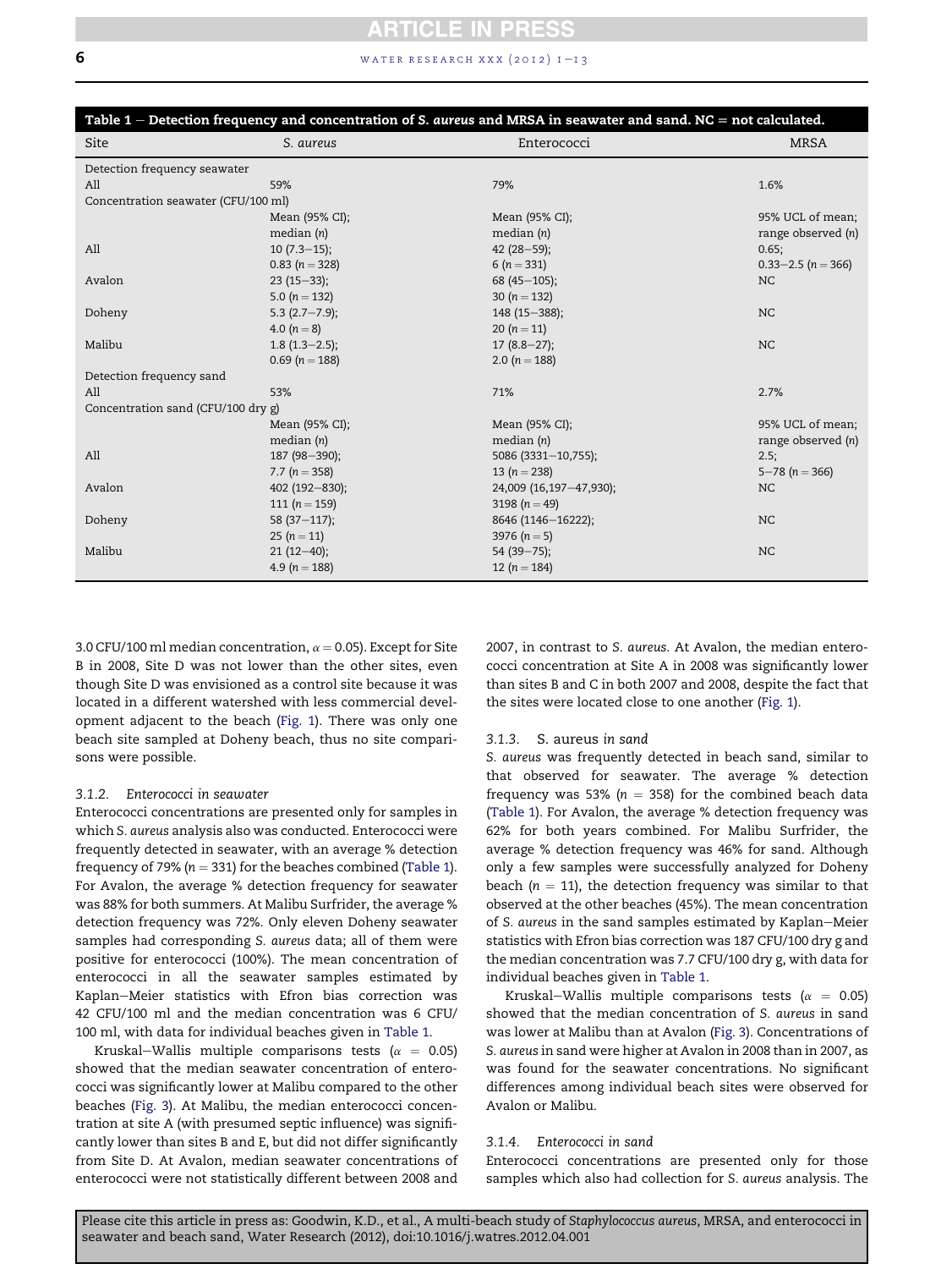**Table 1 – Detection frequency and concentration of *S. aureus* and MRSA in seawater and sand. NC = not calculated.**

| Site | *S. aureus* | Enterococci | MRSA |
|---|---|---|---|
| Detection frequency seawater | | | |
| All | 59% | 79% | 1.6% |
| Concentration seawater (CFU/100 ml) | | | |
| | Mean (95% CI); median (*n*) | Mean (95% CI); median (*n*) | 95% UCL of mean; range observed (*n*) |
| All | 10 (7.3–15); 0.83 (*n* = 328) | 42 (28–59); 6 (*n* = 331) | 0.65; 0.33–2.5 (*n* = 366) |
| Avalon | 23 (15–33); 5.0 (*n* = 132) | 68 (45–105); 30 (*n* = 132) | NC |
| Doheny | 5.3 (2.7–7.9); 4.0 (*n* = 8) | 148 (15–388); 20 (*n* = 11) | NC |
| Malibu | 1.8 (1.3–2.5); 0.69 (*n* = 188) | 17 (8.8–27); 2.0 (*n* = 188) | NC |
| Detection frequency sand | | | |
| All | 53% | 71% | 2.7% |
| Concentration sand (CFU/100 dry g) | | | |
| | Mean (95% CI); median (*n*) | Mean (95% CI); median (*n*) | 95% UCL of mean; range observed (*n*) |
| All | 187 (98–390); 7.7 (*n* = 358) | 5086 (3331–10,755); 13 (*n* = 238) | 2.5; 5–78 (*n* = 366) |
| Avalon | 402 (192–830); 111 (*n* = 159) | 24,009 (16,197–47,930); 3198 (*n* = 49) | NC |
| Doheny | 58 (37–117); 25 (*n* = 11) | 8646 (1146–16222); 3976 (*n* = 5) | NC |
| Malibu | 21 (12–40); 4.9 (*n* = 188) | 54 (39–75); 12 (*n* = 184) | NC |

3.0 CFU/100 ml median concentration, $\alpha = 0.05$). Except for Site B in 2008, Site D was not lower than the other sites, even though Site D was envisioned as a control site because it was located in a different watershed with less commercial development adjacent to the beach (Fig. 1). There was only one beach site sampled at Doheny beach, thus no site comparisons were possible.

#### 3.1.2. Enterococci in seawater

Enterococci concentrations are presented only for samples in which *S. aureus* analysis also was conducted. Enterococci were frequently detected in seawater, with an average % detection frequency of 79% ($n = 331$) for the beaches combined (Table 1). For Avalon, the average % detection frequency for seawater was 88% for both summers. At Malibu Surfrider, the average % detection frequency was 72%. Only eleven Doheny seawater samples had corresponding *S. aureus* data; all of them were positive for enterococci (100%). The mean concentration of enterococci in all the seawater samples estimated by Kaplan–Meier statistics with Efron bias correction was 42 CFU/100 ml and the median concentration was 6 CFU/100 ml, with data for individual beaches given in Table 1.

Kruskal–Wallis multiple comparisons tests ($\alpha = 0.05$) showed that the median seawater concentration of enterococci was significantly lower at Malibu compared to the other beaches (Fig. 3). At Malibu, the median enterococci concentration at site A (with presumed septic influence) was significantly lower than sites B and E, but did not differ significantly from Site D. At Avalon, median seawater concentrations of enterococci were not statistically different between 2008 and 2007, in contrast to *S. aureus*. At Avalon, the median enterococci concentration at Site A in 2008 was significantly lower than sites B and C in both 2007 and 2008, despite the fact that the sites were located close to one another (Fig. 1).

#### 3.1.3. *S. aureus* in sand

*S. aureus* was frequently detected in beach sand, similar to that observed for seawater. The average % detection frequency was 53% ($n = 358$) for the combined beach data (Table 1). For Avalon, the average % detection frequency was 62% for both years combined. For Malibu Surfrider, the average % detection frequency was 46% for sand. Although only a few samples were successfully analyzed for Doheny beach ($n = 11$), the detection frequency was similar to that observed at the other beaches (45%). The mean concentration of *S. aureus* in the sand samples estimated by Kaplan–Meier statistics with Efron bias correction was 187 CFU/100 dry g and the median concentration was 7.7 CFU/100 dry g, with data for individual beaches given in Table 1.

Kruskal–Wallis multiple comparisons tests ($\alpha = 0.05$) showed that the median concentration of *S. aureus* in sand was lower at Malibu than at Avalon (Fig. 3). Concentrations of *S. aureus* in sand were higher at Avalon in 2008 than in 2007, as was found for the seawater concentrations. No significant differences among individual beach sites were observed for Avalon or Malibu.

#### 3.1.4. Enterococci in sand

Enterococci concentrations are presented only for those samples which also had collection for *S. aureus* analysis. The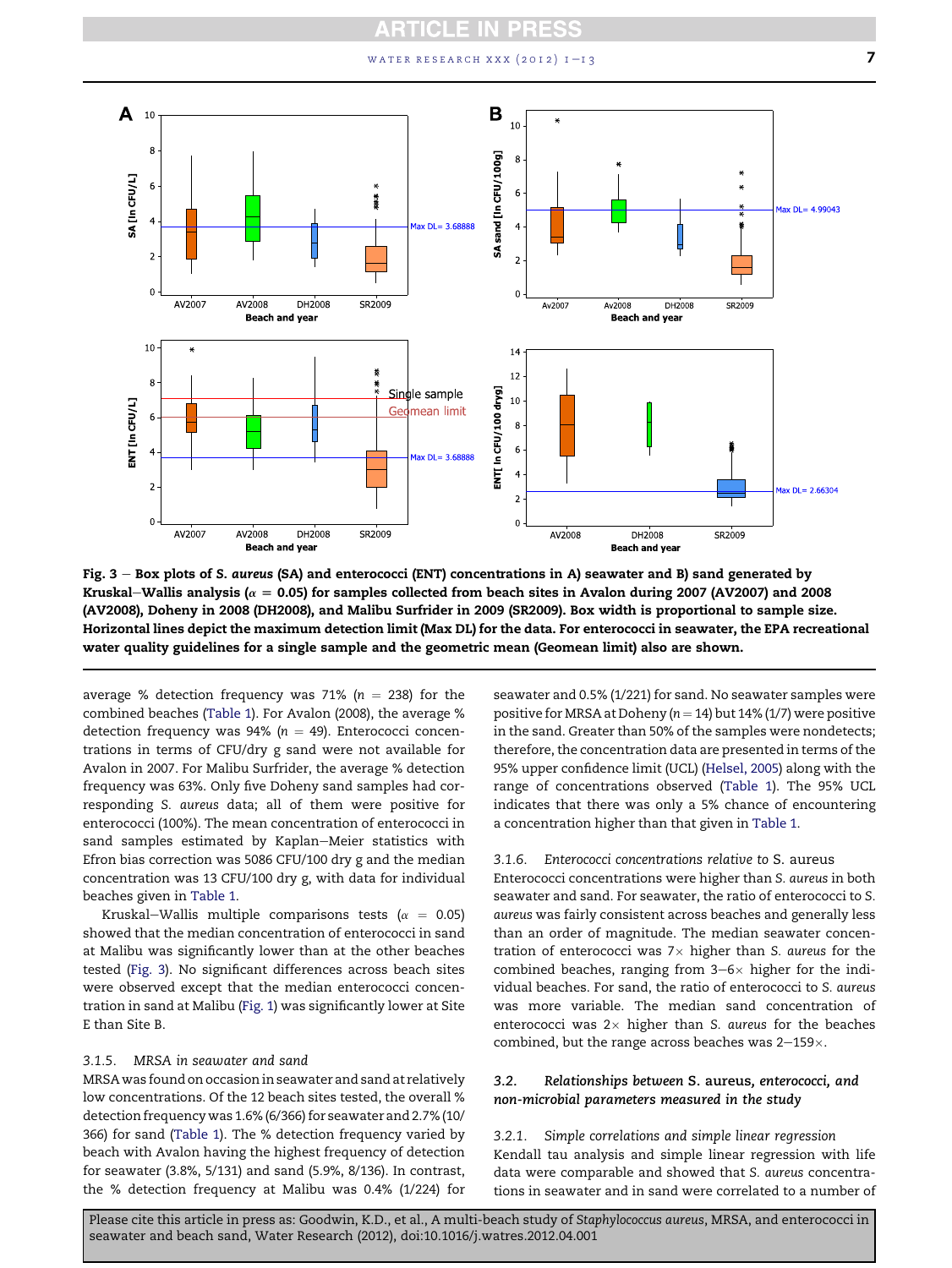**Fig. 3 – Box plots of *S. aureus* (SA) and enterococci (ENT) concentrations in A) seawater and B) sand generated by Kruskal–Wallis analysis ($\alpha = 0.05$) for samples collected from beach sites in Avalon during 2007 (AV2007) and 2008 (AV2008), Doheny in 2008 (DH2008), and Malibu Surfrider in 2009 (SR2009). Box width is proportional to sample size. Horizontal lines depict the maximum detection limit (Max DL) for the data. For enterococci in seawater, the EPA recreational water quality guidelines for a single sample and the geometric mean (Geomean limit) also are shown.**

average % detection frequency was 71% ($n = 238$) for the combined beaches (Table 1). For Avalon (2008), the average % detection frequency was 94% ($n = 49$). Enterococci concentrations in terms of CFU/dry g sand were not available for Avalon in 2007. For Malibu Surfrider, the average % detection frequency was 63%. Only five Doheny sand samples had corresponding *S. aureus* data; all of them were positive for enterococci (100%). The mean concentration of enterococci in sand samples estimated by Kaplan–Meier statistics with Efron bias correction was 5086 CFU/100 dry g and the median concentration was 13 CFU/100 dry g, with data for individual beaches given in Table 1.

Kruskal–Wallis multiple comparisons tests ($\alpha = 0.05$) showed that the median concentration of enterococci in sand at Malibu was significantly lower than at the other beaches tested (Fig. 3). No significant differences across beach sites were observed except that the median enterococci concentration in sand at Malibu (Fig. 1) was significantly lower at Site E than Site B.

#### 3.1.5. MRSA in seawater and sand

MRSA was found on occasion in seawater and sand at relatively low concentrations. Of the 12 beach sites tested, the overall % detection frequency was 1.6% (6/366) for seawater and 2.7% (10/366) for sand (Table 1). The % detection frequency varied by beach with Avalon having the highest frequency of detection for seawater (3.8%, 5/131) and sand (5.9%, 8/136). In contrast, the % detection frequency at Malibu was 0.4% (1/224) for seawater and 0.5% (1/221) for sand. No seawater samples were positive for MRSA at Doheny ($n = 14$) but 14% (1/7) were positive in the sand. Greater than 50% of the samples were nondetects; therefore, the concentration data are presented in terms of the 95% upper confidence limit (UCL) (Helsel, 2005) along with the range of concentrations observed (Table 1). The 95% UCL indicates that there was only a 5% chance of encountering a concentration higher than that given in Table 1.

#### 3.1.6. Enterococci concentrations relative to *S. aureus*

Enterococci concentrations were higher than *S. aureus* in both seawater and sand. For seawater, the ratio of enterococci to *S. aureus* was fairly consistent across beaches and generally less than an order of magnitude. The median seawater concentration of enterococci was 7× higher than *S. aureus* for the combined beaches, ranging from 3–6× higher for the individual beaches. For sand, the ratio of enterococci to *S. aureus* was more variable. The median sand concentration of enterococci was 2× higher than *S. aureus* for the beaches combined, but the range across beaches was 2–159×.

### 3.2. Relationships between *S. aureus*, enterococci, and non-microbial parameters measured in the study

#### 3.2.1. Simple correlations and simple linear regression

Kendall tau analysis and simple linear regression with life data were comparable and showed that *S. aureus* concentrations in seawater and in sand were correlated to a number of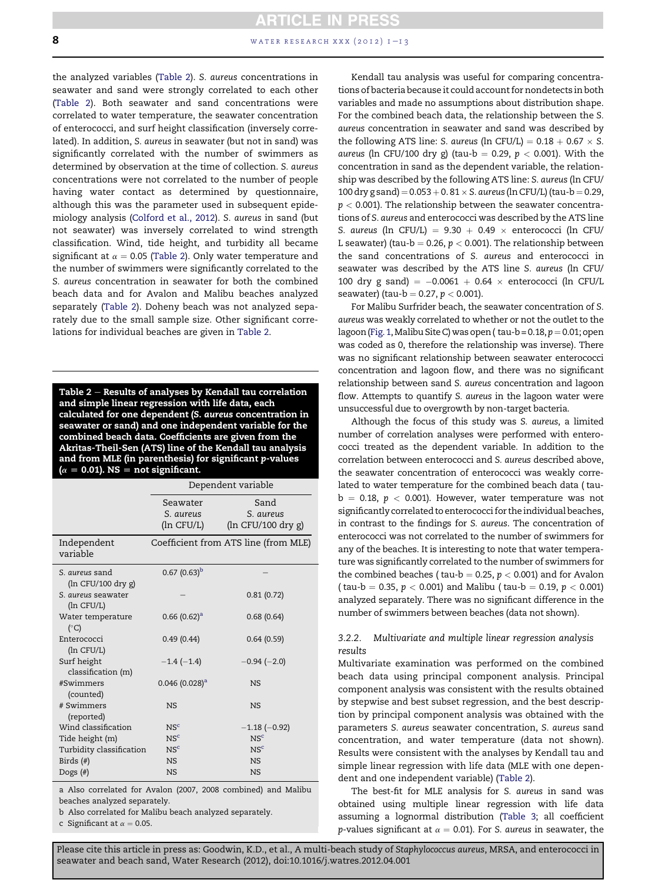the analyzed variables (Table 2). *S. aureus* concentrations in seawater and sand were strongly correlated to each other (Table 2). Both seawater and sand concentrations were correlated to water temperature, the seawater concentration of enterococci, and surf height classification (inversely correlated). In addition, *S. aureus* in seawater (but not in sand) was significantly correlated with the number of swimmers as determined by observation at the time of collection. *S. aureus* concentrations were not correlated to the number of people having water contact as determined by questionnaire, although this was the parameter used in subsequent epidemiology analysis (Colford et al., 2012). *S. aureus* in sand (but not seawater) was inversely correlated to wind strength classification. Wind, tide height, and turbidity all became significant at $\alpha = 0.05$ (Table 2). Only water temperature and the number of swimmers were significantly correlated to the *S. aureus* concentration in seawater for both the combined beach data and for Avalon and Malibu beaches analyzed separately (Table 2). Doheny beach was not analyzed separately due to the small sample size. Other significant correlations for individual beaches are given in Table 2.

**Table 2 – Results of analyses by Kendall tau correlation and simple linear regression with life data, each calculated for one dependent (*S. aureus* concentration in seawater or sand) and one independent variable for the combined beach data. Coefficients are given from the Akritas-Theil-Sen (ATS) line of the Kendall tau analysis and from MLE (in parenthesis) for significant *p*-values ($\alpha = 0.01$). NS = not significant.**

| | Dependent variable | |
|---|---|---|
| | Seawater *S. aureus* (ln CFU/L) | Sand *S. aureus* (ln CFU/100 dry g) |
| Independent variable | Coefficient from ATS line (from MLE) | |
| *S. aureus* sand (ln CFU/100 dry g) | 0.67 (0.63)[b] | – |
| *S. aureus* seawater (ln CFU/L) | – | 0.81 (0.72) |
| Water temperature (°C) | 0.66 (0.62)[a] | 0.68 (0.64) |
| Enterococci (ln CFU/L) | 0.49 (0.44) | 0.64 (0.59) |
| Surf height classification (m) | −1.4 (−1.4) | −0.94 (−2.0) |
| #Swimmers (counted) | 0.046 (0.028)[a] | NS |
| # Swimmers (reported) | NS | NS |
| Wind classification | NS[c] | −1.18 (−0.92) |
| Tide height (m) | NS[c] | NS[c] |
| Turbidity classification | NS[c] | NS[c] |
| Birds (#) | NS | NS |
| Dogs (#) | NS | NS |

a Also correlated for Avalon (2007, 2008 combined) and Malibu beaches analyzed separately.
b Also correlated for Malibu beach analyzed separately.
c Significant at $\alpha = 0.05$.

Kendall tau analysis was useful for comparing concentrations of bacteria because it could account for nondetects in both variables and made no assumptions about distribution shape. For the combined beach data, the relationship between the *S. aureus* concentration in seawater and sand was described by the following ATS line: *S. aureus* (ln CFU/L) = 0.18 + 0.67 × *S. aureus* (ln CFU/100 dry g) (tau-b = 0.29, $p < 0.001$). With the concentration in sand as the dependent variable, the relationship was described by the following ATS line: *S. aureus* (ln CFU/100 dry g sand) = 0.053 + 0.81 × *S. aureus* (ln CFU/L) (tau-b = 0.29, $p < 0.001$). The relationship between the seawater concentrations of *S. aureus* and enterococci was described by the ATS line *S. aureus* (ln CFU/L) = 9.30 + 0.49 × enterococci (ln CFU/L seawater) (tau-b = 0.26, $p < 0.001$). The relationship between the sand concentrations of *S. aureus* and enterococci in seawater was described by the ATS line *S. aureus* (ln CFU/100 dry g sand) = −0.0061 + 0.64 × enterococci (ln CFU/L seawater) (tau-b = 0.27, $p < 0.001$).

For Malibu Surfrider beach, the seawater concentration of *S. aureus* was weakly correlated to whether or not the outlet to the lagoon (Fig. 1, Malibu Site C) was open ( tau-b = 0.18, $p = 0.01$; open was coded as 0, therefore the relationship was inverse). There was no significant relationship between seawater enterococci concentration and lagoon flow, and there was no significant relationship between sand *S. aureus* concentration and lagoon flow. Attempts to quantify *S. aureus* in the lagoon water were unsuccessful due to overgrowth by non-target bacteria.

Although the focus of this study was *S. aureus*, a limited number of correlation analyses were performed with enterococci treated as the dependent variable. In addition to the correlation between enterococci and *S. aureus* described above, the seawater concentration of enterococci was weakly correlated to water temperature for the combined beach data ( tau-b = 0.18, $p < 0.001$). However, water temperature was not significantly correlated to enterococci for the individual beaches, in contrast to the findings for *S. aureus*. The concentration of enterococci was not correlated to the number of swimmers for any of the beaches. It is interesting to note that water temperature was significantly correlated to the number of swimmers for the combined beaches ( tau-b = 0.25, $p < 0.001$) and for Avalon ( tau-b = 0.35, $p < 0.001$) and Malibu ( tau-b = 0.19, $p < 0.001$) analyzed separately. There was no significant difference in the number of swimmers between beaches (data not shown).

### 3.2.2. Multivariate and multiple linear regression analysis results

Multivariate examination was performed on the combined beach data using principal component analysis. Principal component analysis was consistent with the results obtained by stepwise and best subset regression, and the best description by principal component analysis was obtained with the parameters *S. aureus* seawater concentration, *S. aureus* sand concentration, and water temperature (data not shown). Results were consistent with the analyses by Kendall tau and simple linear regression with life data (MLE with one dependent and one independent variable) (Table 2).

The best-fit for MLE analysis for *S. aureus* in sand was obtained using multiple linear regression with life data assuming a lognormal distribution (Table 3; all coefficient *p*-values significant at $\alpha = 0.01$). For *S. aureus* in seawater, the

Please cite this article in press as: Goodwin, K.D., et al., A multi-beach study of *Staphylococcus aureus*, MRSA, and enterococci in seawater and beach sand, Water Research (2012), doi:10.1016/j.watres.2012.04.001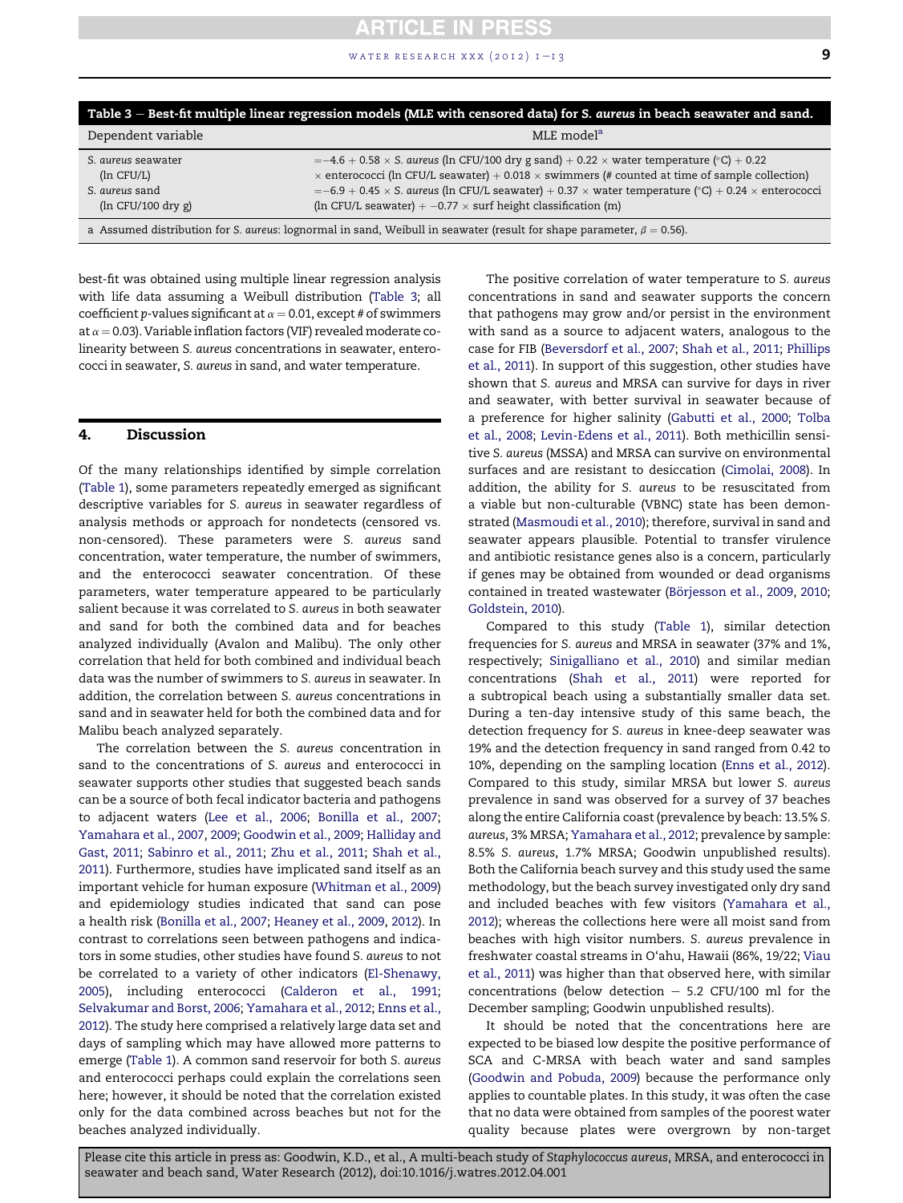**Table 3 – Best-fit multiple linear regression models (MLE with censored data) for *S. aureus* in beach seawater and sand.**

| Dependent variable | MLE model[a] |
|---|---|
| *S. aureus* seawater (ln CFU/L) | $= -4.6 + 0.58 \times$ *S. aureus* (ln CFU/100 dry g sand) $+ 0.22 \times$ water temperature (°C) $+ 0.22 \times$ enterococci (ln CFU/L seawater) $+ 0.018 \times$ swimmers (# counted at time of sample collection) |
| *S. aureus* sand (ln CFU/100 dry g) | $= -6.9 + 0.45 \times$ *S. aureus* (ln CFU/L seawater) $+ 0.37 \times$ water temperature (°C) $+ 0.24 \times$ enterococci (ln CFU/L seawater) $+ -0.77 \times$ surf height classification (m) |

a Assumed distribution for *S. aureus*: lognormal in sand, Weibull in seawater (result for shape parameter, $\beta = 0.56$).

best-fit was obtained using multiple linear regression analysis with life data assuming a Weibull distribution (Table 3; all coefficient *p*-values significant at $\alpha = 0.01$, except # of swimmers at $\alpha = 0.03$). Variable inflation factors (VIF) revealed moderate co-linearity between *S. aureus* concentrations in seawater, enterococci in seawater, *S. aureus* in sand, and water temperature.

## 4. Discussion

Of the many relationships identified by simple correlation (Table 1), some parameters repeatedly emerged as significant descriptive variables for *S. aureus* in seawater regardless of analysis methods or approach for nondetects (censored vs. non-censored). These parameters were *S. aureus* sand concentration, water temperature, the number of swimmers, and the enterococci seawater concentration. Of these parameters, water temperature appeared to be particularly salient because it was correlated to *S. aureus* in both seawater and sand for both the combined data and for beaches analyzed individually (Avalon and Malibu). The only other correlation that held for both combined and individual beach data was the number of swimmers to *S. aureus* in seawater. In addition, the correlation between *S. aureus* concentrations in sand and in seawater held for both the combined data and for Malibu beach analyzed separately.

The correlation between the *S. aureus* concentration in sand to the concentrations of *S. aureus* and enterococci in seawater supports other studies that suggested beach sands can be a source of both fecal indicator bacteria and pathogens to adjacent waters (Lee et al., 2006; Bonilla et al., 2007; Yamahara et al., 2007, 2009; Goodwin et al., 2009; Halliday and Gast, 2011; Sabinro et al., 2011; Zhu et al., 2011; Shah et al., 2011). Furthermore, studies have implicated sand itself as an important vehicle for human exposure (Whitman et al., 2009) and epidemiology studies indicated that sand can pose a health risk (Bonilla et al., 2007; Heaney et al., 2009, 2012). In contrast to correlations seen between pathogens and indicators in some studies, other studies have found *S. aureus* to not be correlated to a variety of other indicators (El-Shenawy, 2005), including enterococci (Calderon et al., 1991; Selvakumar and Borst, 2006; Yamahara et al., 2012; Enns et al., 2012). The study here comprised a relatively large data set and days of sampling which may have allowed more patterns to emerge (Table 1). A common sand reservoir for both *S. aureus* and enterococci perhaps could explain the correlations seen here; however, it should be noted that the correlation existed only for the data combined across beaches but not for the beaches analyzed individually.

The positive correlation of water temperature to *S. aureus* concentrations in sand and seawater supports the concern that pathogens may grow and/or persist in the environment with sand as a source to adjacent waters, analogous to the case for FIB (Beversdorf et al., 2007; Shah et al., 2011; Phillips et al., 2011). In support of this suggestion, other studies have shown that *S. aureus* and MRSA can survive for days in river and seawater, with better survival in seawater because of a preference for higher salinity (Gabutti et al., 2000; Tolba et al., 2008; Levin-Edens et al., 2011). Both methicillin sensitive *S. aureus* (MSSA) and MRSA can survive on environmental surfaces and are resistant to desiccation (Cimolai, 2008). In addition, the ability for *S. aureus* to be resuscitated from a viable but non-culturable (VBNC) state has been demonstrated (Masmoudi et al., 2010); therefore, survival in sand and seawater appears plausible. Potential to transfer virulence and antibiotic resistance genes also is a concern, particularly if genes may be obtained from wounded or dead organisms contained in treated wastewater (Börjesson et al., 2009, 2010; Goldstein, 2010).

Compared to this study (Table 1), similar detection frequencies for *S. aureus* and MRSA in seawater (37% and 1%, respectively; Sinigalliano et al., 2010) and similar median concentrations (Shah et al., 2011) were reported for a subtropical beach using a substantially smaller data set. During a ten-day intensive study of this same beach, the detection frequency for *S. aureus* in knee-deep seawater was 19% and the detection frequency in sand ranged from 0.42 to 10%, depending on the sampling location (Enns et al., 2012). Compared to this study, similar MRSA but lower *S. aureus* prevalence in sand was observed for a survey of 37 beaches along the entire California coast (prevalence by beach: 13.5% *S. aureus*, 3% MRSA; Yamahara et al., 2012; prevalence by sample: 8.5% *S. aureus*, 1.7% MRSA; Goodwin unpublished results). Both the California beach survey and this study used the same methodology, but the beach survey investigated only dry sand and included beaches with few visitors (Yamahara et al., 2012); whereas the collections here were all moist sand from beaches with high visitor numbers. *S. aureus* prevalence in freshwater coastal streams in O'ahu, Hawaii (86%, 19/22; Viau et al., 2011) was higher than that observed here, with similar concentrations (below detection – 5.2 CFU/100 ml for the December sampling; Goodwin unpublished results).

It should be noted that the concentrations here are expected to be biased low despite the positive performance of SCA and C-MRSA with beach water and sand samples (Goodwin and Pobuda, 2009) because the performance only applies to countable plates. In this study, it was often the case that no data were obtained from samples of the poorest water quality because plates were overgrown by non-target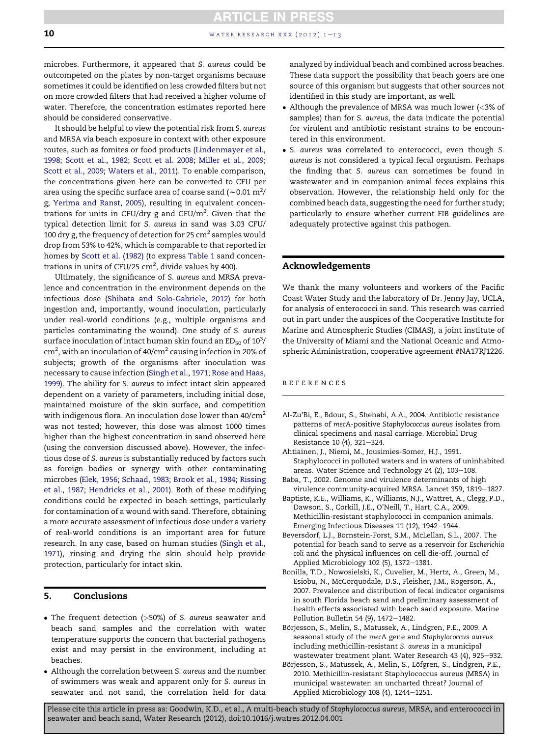microbes. Furthermore, it appeared that *S. aureus* could be outcompeted on the plates by non-target organisms because sometimes it could be identified on less crowded filters but not on more crowded filters that had received a higher volume of water. Therefore, the concentration estimates reported here should be considered conservative.

It should be helpful to view the potential risk from *S. aureus* and MRSA via beach exposure in context with other exposure routes, such as fomites or food products (Lindenmayer et al., 1998; Scott et al., 1982; Scott et al. 2008; Miller et al., 2009; Scott et al., 2009; Waters et al., 2011). To enable comparison, the concentrations given here can be converted to CFU per area using the specific surface area of coarse sand ($\sim 0.01$ m$^2$/g; Yerima and Ranst, 2005), resulting in equivalent concentrations for units in CFU/dry g and CFU/m$^2$. Given that the typical detection limit for *S. aureus* in sand was 3.03 CFU/100 dry g, the frequency of detection for 25 cm$^2$ samples would drop from 53% to 42%, which is comparable to that reported in homes by Scott et al. (1982) (to express Table 1 sand concentrations in units of CFU/25 cm$^2$, divide values by 400).

Ultimately, the significance of *S. aureus* and MRSA prevalence and concentration in the environment depends on the infectious dose (Shibata and Solo-Gabriele, 2012) for both ingestion and, importantly, wound inoculation, particularly under real-world conditions (e.g., multiple organisms and particles contaminating the wound). One study of *S. aureus* surface inoculation of intact human skin found an $ED_{50}$ of $10^3$/cm$^2$, with an inoculation of 40/cm$^2$ causing infection in 20% of subjects; growth of the organisms after inoculation was necessary to cause infection (Singh et al., 1971; Rose and Haas, 1999). The ability for *S. aureus* to infect intact skin appeared dependent on a variety of parameters, including initial dose, maintained moisture of the skin surface, and competition with indigenous flora. An inoculation dose lower than 40/cm$^2$ was not tested; however, this dose was almost 1000 times higher than the highest concentration in sand observed here (using the conversion discussed above). However, the infectious dose of *S. aureus* is substantially reduced by factors such as foreign bodies or synergy with other contaminating microbes (Elek, 1956; Schaad, 1983; Brook et al., 1984; Rissing et al., 1987; Hendricks et al., 2001). Both of these modifying conditions could be expected in beach settings, particularly for contamination of a wound with sand. Therefore, obtaining a more accurate assessment of infectious dose under a variety of real-world conditions is an important area for future research. In any case, based on human studies (Singh et al., 1971), rinsing and drying the skin should help provide protection, particularly for intact skin.

## 5. Conclusions

- The frequent detection (>50%) of *S. aureus* seawater and beach sand samples and the correlation with water temperature supports the concern that bacterial pathogens exist and may persist in the environment, including at beaches.
- Although the correlation between *S. aureus* and the number of swimmers was weak and apparent only for *S. aureus* in seawater and not sand, the correlation held for data analyzed by individual beach and combined across beaches. These data support the possibility that beach goers are one source of this organism but suggests that other sources not identified in this study are important, as well.
- Although the prevalence of MRSA was much lower (<3% of samples) than for *S. aureus*, the data indicate the potential for virulent and antibiotic resistant strains to be encountered in this environment.
- *S. aureus* was correlated to enterococci, even though *S. aureus* is not considered a typical fecal organism. Perhaps the finding that *S. aureus* can sometimes be found in wastewater and in companion animal feces explains this observation. However, the relationship held only for the combined beach data, suggesting the need for further study; particularly to ensure whether current FIB guidelines are adequately protective against this pathogen.

## Acknowledgements

We thank the many volunteers and workers of the Pacific Coast Water Study and the laboratory of Dr. Jenny Jay, UCLA, for analysis of enterococci in sand. This research was carried out in part under the auspices of the Cooperative Institute for Marine and Atmospheric Studies (CIMAS), a joint institute of the University of Miami and the National Oceanic and Atmospheric Administration, cooperative agreement #NA17RJ1226.

## REFERENCES

Al-Zu'Bi, E., Bdour, S., Shehabi, A.A., 2004. Antibiotic resistance patterns of *mecA*-positive *Staphylococcus aureus* isolates from clinical specimens and nasal carriage. Microbial Drug Resistance 10 (4), 321–324.

Ahtiainen, J., Niemi, M., Jousimies-Somer, H.J., 1991. Staphylococci in polluted waters and in waters of uninhabited areas. Water Science and Technology 24 (2), 103–108.

Baba, T., 2002. Genome and virulence determinants of high virulence community-acquired MRSA. Lancet 359, 1819–1827.

Baptiste, K.E., Williams, K., Williams, N.J., Wattret, A., Clegg, P.D., Dawson, S., Corkill, J.E., O'Neill, T., Hart, C.A., 2009. Methicillin-resistant staphylococci in companion animals. Emerging Infectious Diseases 11 (12), 1942–1944.

Beversdorf, L.J., Bornstein-Forst, S.M., McLellan, S.L., 2007. The potential for beach sand to serve as a reservoir for *Escherichia coli* and the physical influences on cell die-off. Journal of Applied Microbiology 102 (5), 1372–1381.

Bonilla, T.D., Nowosielski, K., Cuvelier, M., Hertz, A., Green, M., Esiobu, N., McCorquodale, D.S., Fleisher, J.M., Rogerson, A., 2007. Prevalence and distribution of fecal indicator organisms in south Florida beach sand and preliminary assessment of health effects associated with beach sand exposure. Marine Pollution Bulletin 54 (9), 1472–1482.

Börjesson, S., Melin, S., Matussek, A., Lindgren, P.E., 2009. A seasonal study of the *mecA* gene and *Staphylococcus aureus* including methicillin-resistant *S. aureus* in a municipal wastewater treatment plant. Water Research 43 (4), 925–932.

Börjesson, S., Matussek, A., Melin, S., Löfgren, S., Lindgren, P.E., 2010. Methicillin-resistant Staphylococcus aureus (MRSA) in municipal wastewater: an uncharted threat? Journal of Applied Microbiology 108 (4), 1244–1251.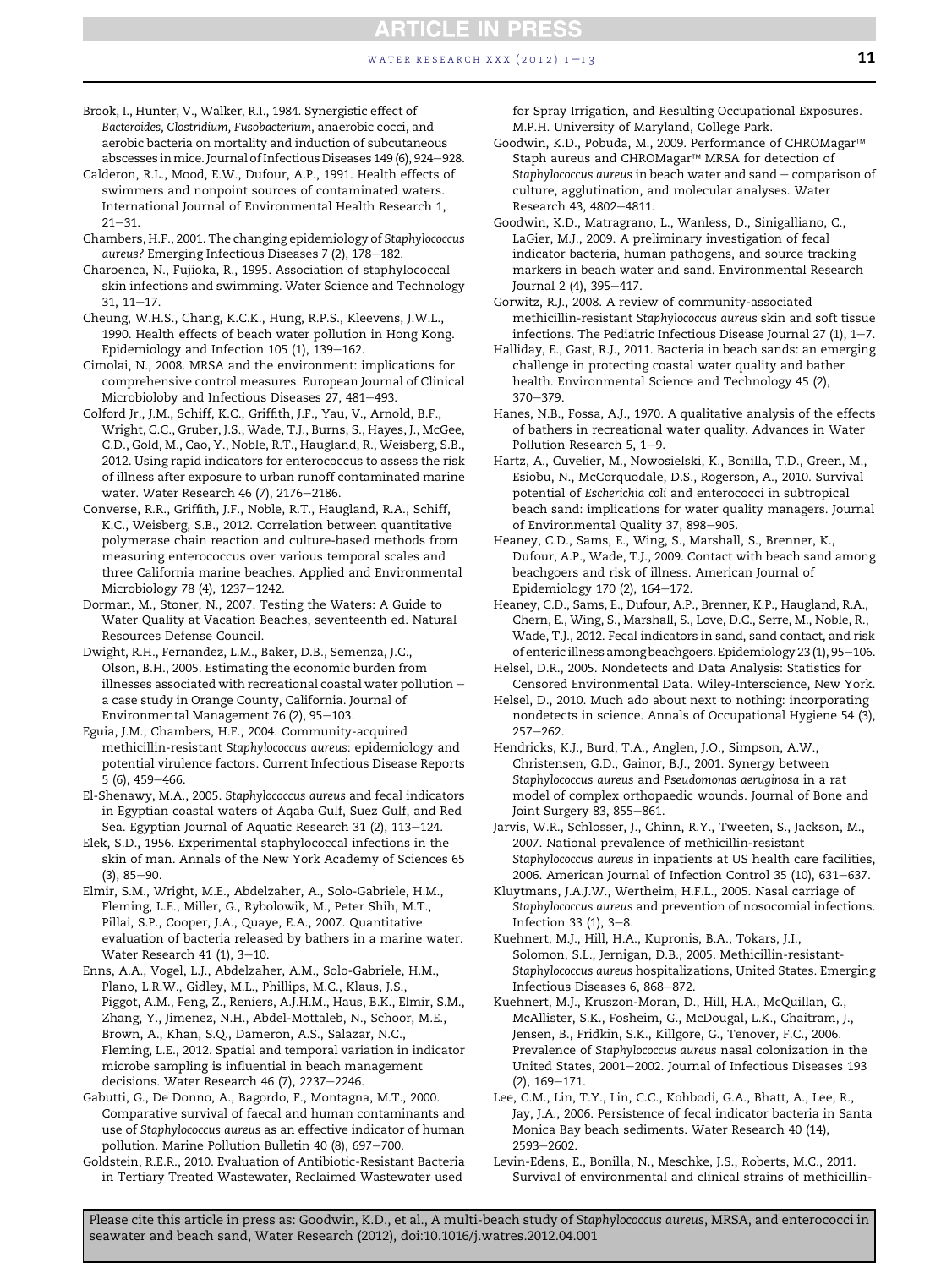Brook, I., Hunter, V., Walker, R.I., 1984. Synergistic effect of *Bacteroides, Clostridium, Fusobacterium*, anaerobic cocci, and aerobic bacteria on mortality and induction of subcutaneous abscesses in mice. Journal of Infectious Diseases 149 (6), 924–928.

Calderon, R.L., Mood, E.W., Dufour, A.P., 1991. Health effects of swimmers and nonpoint sources of contaminated waters. International Journal of Environmental Health Research 1, 21–31.

Chambers, H.F., 2001. The changing epidemiology of *Staphylococcus aureus*? Emerging Infectious Diseases 7 (2), 178–182.

Charoenca, N., Fujioka, R., 1995. Association of staphylococcal skin infections and swimming. Water Science and Technology 31, 11–17.

Cheung, W.H.S., Chang, K.C.K., Hung, R.P.S., Kleevens, J.W.L., 1990. Health effects of beach water pollution in Hong Kong. Epidemiology and Infection 105 (1), 139–162.

Cimolai, N., 2008. MRSA and the environment: implications for comprehensive control measures. European Journal of Clinical Microbioloby and Infectious Diseases 27, 481–493.

Colford Jr., J.M., Schiff, K.C., Griffith, J.F., Yau, V., Arnold, B.F., Wright, C.C., Gruber, J.S., Wade, T.J., Burns, S., Hayes, J., McGee, C.D., Gold, M., Cao, Y., Noble, R.T., Haugland, R., Weisberg, S.B., 2012. Using rapid indicators for enterococcus to assess the risk of illness after exposure to urban runoff contaminated marine water. Water Research 46 (7), 2176–2186.

Converse, R.R., Griffith, J.F., Noble, R.T., Haugland, R.A., Schiff, K.C., Weisberg, S.B., 2012. Correlation between quantitative polymerase chain reaction and culture-based methods from measuring enterococcus over various temporal scales and three California marine beaches. Applied and Environmental Microbiology 78 (4), 1237–1242.

Dorman, M., Stoner, N., 2007. Testing the Waters: A Guide to Water Quality at Vacation Beaches, seventeenth ed. Natural Resources Defense Council.

Dwight, R.H., Fernandez, L.M., Baker, D.B., Semenza, J.C., Olson, B.H., 2005. Estimating the economic burden from illnesses associated with recreational coastal water pollution – a case study in Orange County, California. Journal of Environmental Management 76 (2), 95–103.

Eguia, J.M., Chambers, H.F., 2004. Community-acquired methicillin-resistant *Staphylococcus aureus*: epidemiology and potential virulence factors. Current Infectious Disease Reports 5 (6), 459–466.

El-Shenawy, M.A., 2005. *Staphylococcus aureus* and fecal indicators in Egyptian coastal waters of Aqaba Gulf, Suez Gulf, and Red Sea. Egyptian Journal of Aquatic Research 31 (2), 113–124.

Elek, S.D., 1956. Experimental staphylococcal infections in the skin of man. Annals of the New York Academy of Sciences 65 (3), 85–90.

Elmir, S.M., Wright, M.E., Abdelzaher, A., Solo-Gabriele, H.M., Fleming, L.E., Miller, G., Rybolowik, M., Peter Shih, M.T., Pillai, S.P., Cooper, J.A., Quaye, E.A., 2007. Quantitative evaluation of bacteria released by bathers in a marine water. Water Research 41 (1), 3–10.

Enns, A.A., Vogel, L.J., Abdelzaher, A.M., Solo-Gabriele, H.M., Plano, L.R.W., Gidley, M.L., Phillips, M.C., Klaus, J.S., Piggot, A.M., Feng, Z., Reniers, A.J.H.M., Haus, B.K., Elmir, S.M., Zhang, Y., Jimenez, N.H., Abdel-Mottaleb, N., Schoor, M.E., Brown, A., Khan, S.Q., Dameron, A.S., Salazar, N.C., Fleming, L.E., 2012. Spatial and temporal variation in indicator microbe sampling is influential in beach management decisions. Water Research 46 (7), 2237–2246.

Gabutti, G., De Donno, A., Bagordo, F., Montagna, M.T., 2000. Comparative survival of faecal and human contaminants and use of *Staphylococcus aureus* as an effective indicator of human pollution. Marine Pollution Bulletin 40 (8), 697–700.

Goldstein, R.E.R., 2010. Evaluation of Antibiotic-Resistant Bacteria in Tertiary Treated Wastewater, Reclaimed Wastewater used for Spray Irrigation, and Resulting Occupational Exposures. M.P.H. University of Maryland, College Park.

Goodwin, K.D., Pobuda, M., 2009. Performance of CHROMagar™ Staph aureus and CHROMagar™ MRSA for detection of *Staphylococcus aureus* in beach water and sand – comparison of culture, agglutination, and molecular analyses. Water Research 43, 4802–4811.

Goodwin, K.D., Matragrano, L., Wanless, D., Sinigalliano, C., LaGier, M.J., 2009. A preliminary investigation of fecal indicator bacteria, human pathogens, and source tracking markers in beach water and sand. Environmental Research Journal 2 (4), 395–417.

Gorwitz, R.J., 2008. A review of community-associated methicillin-resistant *Staphylococcus aureus* skin and soft tissue infections. The Pediatric Infectious Disease Journal 27 (1), 1–7.

Halliday, E., Gast, R.J., 2011. Bacteria in beach sands: an emerging challenge in protecting coastal water quality and bather health. Environmental Science and Technology 45 (2), 370–379.

Hanes, N.B., Fossa, A.J., 1970. A qualitative analysis of the effects of bathers in recreational water quality. Advances in Water Pollution Research 5, 1–9.

Hartz, A., Cuvelier, M., Nowosielski, K., Bonilla, T.D., Green, M., Esiobu, N., McCorquodale, D.S., Rogerson, A., 2010. Survival potential of *Escherichia coli* and enterococci in subtropical beach sand: implications for water quality managers. Journal of Environmental Quality 37, 898–905.

Heaney, C.D., Sams, E., Wing, S., Marshall, S., Brenner, K., Dufour, A.P., Wade, T.J., 2009. Contact with beach sand among beachgoers and risk of illness. American Journal of Epidemiology 170 (2), 164–172.

Heaney, C.D., Sams, E., Dufour, A.P., Brenner, K.P., Haugland, R.A., Chern, E., Wing, S., Marshall, S., Love, D.C., Serre, M., Noble, R., Wade, T.J., 2012. Fecal indicators in sand, sand contact, and risk of enteric illness among beachgoers. Epidemiology 23 (1), 95–106.

Helsel, D.R., 2005. Nondetects and Data Analysis: Statistics for Censored Environmental Data. Wiley-Interscience, New York.

Helsel, D., 2010. Much ado about next to nothing: incorporating nondetects in science. Annals of Occupational Hygiene 54 (3), 257–262.

Hendricks, K.J., Burd, T.A., Anglen, J.O., Simpson, A.W., Christensen, G.D., Gainor, B.J., 2001. Synergy between *Staphylococcus aureus* and *Pseudomonas aeruginosa* in a rat model of complex orthopaedic wounds. Journal of Bone and Joint Surgery 83, 855–861.

Jarvis, W.R., Schlosser, J., Chinn, R.Y., Tweeten, S., Jackson, M., 2007. National prevalence of methicillin-resistant *Staphylococcus aureus* in inpatients at US health care facilities, 2006. American Journal of Infection Control 35 (10), 631–637.

Kluytmans, J.A.J.W., Wertheim, H.F.L., 2005. Nasal carriage of *Staphylococcus aureus* and prevention of nosocomial infections. Infection 33 (1), 3–8.

Kuehnert, M.J., Hill, H.A., Kupronis, B.A., Tokars, J.I., Solomon, S.L., Jernigan, D.B., 2005. Methicillin-resistant-*Staphylococcus aureus* hospitalizations, United States. Emerging Infectious Diseases 6, 868–872.

Kuehnert, M.J., Kruszon-Moran, D., Hill, H.A., McQuillan, G., McAllister, S.K., Fosheim, G., McDougal, L.K., Chaitram, J., Jensen, B., Fridkin, S.K., Killgore, G., Tenover, F.C., 2006. Prevalence of *Staphylococcus aureus* nasal colonization in the United States, 2001–2002. Journal of Infectious Diseases 193 (2), 169–171.

Lee, C.M., Lin, T.Y., Lin, C.C., Kohbodi, G.A., Bhatt, A., Lee, R., Jay, J.A., 2006. Persistence of fecal indicator bacteria in Santa Monica Bay beach sediments. Water Research 40 (14), 2593–2602.

Levin-Edens, E., Bonilla, N., Meschke, J.S., Roberts, M.C., 2011. Survival of environmental and clinical strains of methicillin-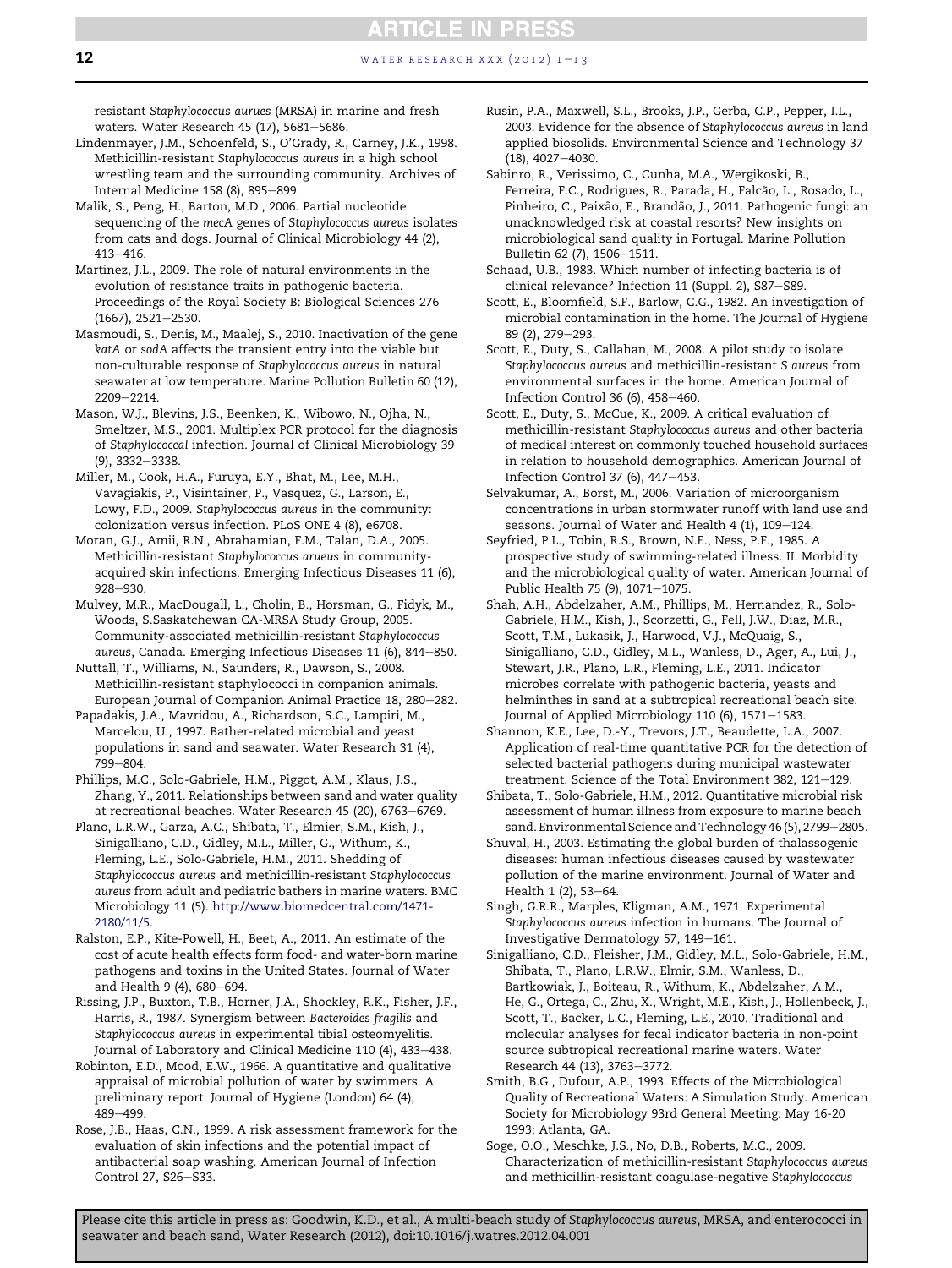resistant *Staphylococcus aurues* (MRSA) in marine and fresh waters. Water Research 45 (17), 5681–5686.

Lindenmayer, J.M., Schoenfeld, S., O'Grady, R., Carney, J.K., 1998. Methicillin-resistant *Staphylococcus aureus* in a high school wrestling team and the surrounding community. Archives of Internal Medicine 158 (8), 895–899.

Malik, S., Peng, H., Barton, M.D., 2006. Partial nucleotide sequencing of the *mecA* genes of *Staphylococcus aureus* isolates from cats and dogs. Journal of Clinical Microbiology 44 (2), 413–416.

Martinez, J.L., 2009. The role of natural environments in the evolution of resistance traits in pathogenic bacteria. Proceedings of the Royal Society B: Biological Sciences 276 (1667), 2521–2530.

Masmoudi, S., Denis, M., Maalej, S., 2010. Inactivation of the gene *katA* or *sodA* affects the transient entry into the viable but non-culturable response of *Staphylococcus aureus* in natural seawater at low temperature. Marine Pollution Bulletin 60 (12), 2209–2214.

Mason, W.J., Blevins, J.S., Beenken, K., Wibowo, N., Ojha, N., Smeltzer, M.S., 2001. Multiplex PCR protocol for the diagnosis of *Staphylococcal* infection. Journal of Clinical Microbiology 39 (9), 3332–3338.

Miller, M., Cook, H.A., Furuya, E.Y., Bhat, M., Lee, M.H., Vavagiakis, P., Visintainer, P., Vasquez, G., Larson, E., Lowy, F.D., 2009. *Staphylococcus aureus* in the community: colonization versus infection. PLoS ONE 4 (8), e6708.

Moran, G.J., Amii, R.N., Abrahamian, F.M., Talan, D.A., 2005. Methicillin-resistant *Staphylococcus arueus* in community-acquired skin infections. Emerging Infectious Diseases 11 (6), 928–930.

Mulvey, M.R., MacDougall, L., Cholin, B., Horsman, G., Fidyk, M., Woods, S.Saskatchewan CA-MRSA Study Group, 2005. Community-associated methicillin-resistant *Staphylococcus aureus*, Canada. Emerging Infectious Diseases 11 (6), 844–850.

Nuttall, T., Williams, N., Saunders, R., Dawson, S., 2008. Methicillin-resistant staphylococci in companion animals. European Journal of Companion Animal Practice 18, 280–282.

Papadakis, J.A., Mavridou, A., Richardson, S.C., Lampiri, M., Marcelou, U., 1997. Bather-related microbial and yeast populations in sand and seawater. Water Research 31 (4), 799–804.

Phillips, M.C., Solo-Gabriele, H.M., Piggot, A.M., Klaus, J.S., Zhang, Y., 2011. Relationships between sand and water quality at recreational beaches. Water Research 45 (20), 6763–6769.

Plano, L.R.W., Garza, A.C., Shibata, T., Elmier, S.M., Kish, J., Sinigalliano, C.D., Gidley, M.L., Miller, G., Withum, K., Fleming, L.E., Solo-Gabriele, H.M., 2011. Shedding of *Staphylococcus aureus* and methicillin-resistant *Staphylococcus aureus* from adult and pediatric bathers in marine waters. BMC Microbiology 11 (5). http://www.biomedcentral.com/1471-2180/11/5.

Ralston, E.P., Kite-Powell, H., Beet, A., 2011. An estimate of the cost of acute health effects form food- and water-born marine pathogens and toxins in the United States. Journal of Water and Health 9 (4), 680–694.

Rissing, J.P., Buxton, T.B., Horner, J.A., Shockley, R.K., Fisher, J.F., Harris, R., 1987. Synergism between *Bacteroides fragilis* and *Staphylococcus aureus* in experimental tibial osteomyelitis. Journal of Laboratory and Clinical Medicine 110 (4), 433–438.

Robinton, E.D., Mood, E.W., 1966. A quantitative and qualitative appraisal of microbial pollution of water by swimmers. A preliminary report. Journal of Hygiene (London) 64 (4), 489–499.

Rose, J.B., Haas, C.N., 1999. A risk assessment framework for the evaluation of skin infections and the potential impact of antibacterial soap washing. American Journal of Infection Control 27, S26–S33.

Rusin, P.A., Maxwell, S.L., Brooks, J.P., Gerba, C.P., Pepper, I.L., 2003. Evidence for the absence of *Staphylococcus aureus* in land applied biosolids. Environmental Science and Technology 37 (18), 4027–4030.

Sabinro, R., Verissimo, C., Cunha, M.A., Wergikoski, B., Ferreira, F.C., Rodrigues, R., Parada, H., Falcão, L., Rosado, L., Pinheiro, C., Paixão, E., Brandão, J., 2011. Pathogenic fungi: an unacknowledged risk at coastal resorts? New insights on microbiological sand quality in Portugal. Marine Pollution Bulletin 62 (7), 1506–1511.

Schaad, U.B., 1983. Which number of infecting bacteria is of clinical relevance? Infection 11 (Suppl. 2), S87–S89.

Scott, E., Bloomfield, S.F., Barlow, C.G., 1982. An investigation of microbial contamination in the home. The Journal of Hygiene 89 (2), 279–293.

Scott, E., Duty, S., Callahan, M., 2008. A pilot study to isolate *Staphylococcus aureus* and methicillin-resistant *S aureus* from environmental surfaces in the home. American Journal of Infection Control 36 (6), 458–460.

Scott, E., Duty, S., McCue, K., 2009. A critical evaluation of methicillin-resistant *Staphylococcus aureus* and other bacteria of medical interest on commonly touched household surfaces in relation to household demographics. American Journal of Infection Control 37 (6), 447–453.

Selvakumar, A., Borst, M., 2006. Variation of microorganism concentrations in urban stormwater runoff with land use and seasons. Journal of Water and Health 4 (1), 109–124.

Seyfried, P.L., Tobin, R.S., Brown, N.E., Ness, P.F., 1985. A prospective study of swimming-related illness. II. Morbidity and the microbiological quality of water. American Journal of Public Health 75 (9), 1071–1075.

Shah, A.H., Abdelzaher, A.M., Phillips, M., Hernandez, R., Solo-Gabriele, H.M., Kish, J., Scorzetti, G., Fell, J.W., Diaz, M.R., Scott, T.M., Lukasik, J., Harwood, V.J., McQuaig, S., Sinigalliano, C.D., Gidley, M.L., Wanless, D., Ager, A., Lui, J., Stewart, J.R., Plano, L.R., Fleming, L.E., 2011. Indicator microbes correlate with pathogenic bacteria, yeasts and helminthes in sand at a subtropical recreational beach site. Journal of Applied Microbiology 110 (6), 1571–1583.

Shannon, K.E., Lee, D.-Y., Trevors, J.T., Beaudette, L.A., 2007. Application of real-time quantitative PCR for the detection of selected bacterial pathogens during municipal wastewater treatment. Science of the Total Environment 382, 121–129.

Shibata, T., Solo-Gabriele, H.M., 2012. Quantitative microbial risk assessment of human illness from exposure to marine beach sand. Environmental Science and Technology 46 (5), 2799–2805.

Shuval, H., 2003. Estimating the global burden of thalassogenic diseases: human infectious diseases caused by wastewater pollution of the marine environment. Journal of Water and Health 1 (2), 53–64.

Singh, G.R.R., Marples, Kligman, A.M., 1971. Experimental *Staphylococcus aureus* infection in humans. The Journal of Investigative Dermatology 57, 149–161.

Sinigalliano, C.D., Fleisher, J.M., Gidley, M.L., Solo-Gabriele, H.M., Shibata, T., Plano, L.R.W., Elmir, S.M., Wanless, D., Bartkowiak, J., Boiteau, R., Withum, K., Abdelzaher, A.M., He, G., Ortega, C., Zhu, X., Wright, M.E., Kish, J., Hollenbeck, J., Scott, T., Backer, L.C., Fleming, L.E., 2010. Traditional and molecular analyses for fecal indicator bacteria in non-point source subtropical recreational marine waters. Water Research 44 (13), 3763–3772.

Smith, B.G., Dufour, A.P., 1993. Effects of the Microbiological Quality of Recreational Waters: A Simulation Study. American Society for Microbiology 93rd General Meeting: May 16-20 1993; Atlanta, GA.

Soge, O.O., Meschke, J.S., No, D.B., Roberts, M.C., 2009. Characterization of methicillin-resistant *Staphylococcus aureus* and methicillin-resistant coagulase-negative *Staphylococcus*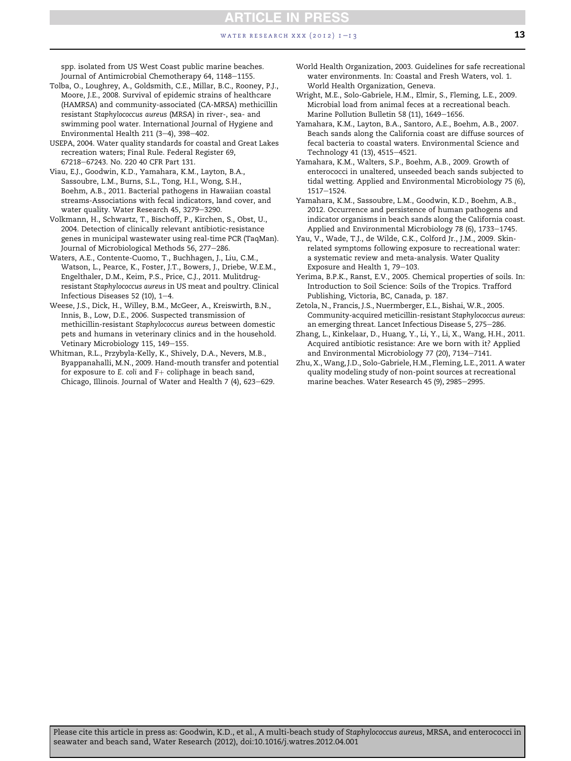spp. isolated from US West Coast public marine beaches. Journal of Antimicrobial Chemotherapy 64, 1148–1155.

Tolba, O., Loughrey, A., Goldsmith, C.E., Millar, B.C., Rooney, P.J., Moore, J.E., 2008. Survival of epidemic strains of healthcare (HAMRSA) and community-associated (CA-MRSA) methicillin resistant *Staphylococcus aureus* (MRSA) in river-, sea- and swimming pool water. International Journal of Hygiene and Environmental Health 211 (3–4), 398–402.

USEPA, 2004. Water quality standards for coastal and Great Lakes recreation waters; Final Rule. Federal Register 69, 67218–67243. No. 220 40 CFR Part 131.

Viau, E.J., Goodwin, K.D., Yamahara, K.M., Layton, B.A., Sassoubre, L.M., Burns, S.L., Tong, H.I., Wong, S.H., Boehm, A.B., 2011. Bacterial pathogens in Hawaiian coastal streams-Associations with fecal indicators, land cover, and water quality. Water Research 45, 3279–3290.

Volkmann, H., Schwartz, T., Bischoff, P., Kirchen, S., Obst, U., 2004. Detection of clinically relevant antibiotic-resistance genes in municipal wastewater using real-time PCR (TaqMan). Journal of Microbiological Methods 56, 277–286.

Waters, A.E., Contente-Cuomo, T., Buchhagen, J., Liu, C.M., Watson, L., Pearce, K., Foster, J.T., Bowers, J., Driebe, W.E.M., Engelthaler, D.M., Keim, P.S., Price, C.J., 2011. Mulitdrug-resistant *Staphylococcus aureus* in US meat and poultry. Clinical Infectious Diseases 52 (10), 1–4.

Weese, J.S., Dick, H., Willey, B.M., McGeer, A., Kreiswirth, B.N., Innis, B., Low, D.E., 2006. Suspected transmission of methicillin-resistant *Staphylococcus aureus* between domestic pets and humans in veterinary clinics and in the household. Vetinary Microbiology 115, 149–155.

Whitman, R.L., Przybyla-Kelly, K., Shively, D.A., Nevers, M.B., Byappanahalli, M.N., 2009. Hand-mouth transfer and potential for exposure to *E. coli* and F+ coliphage in beach sand, Chicago, Illinois. Journal of Water and Health 7 (4), 623–629.

World Health Organization, 2003. Guidelines for safe recreational water environments. In: Coastal and Fresh Waters, vol. 1. World Health Organization, Geneva.

Wright, M.E., Solo-Gabriele, H.M., Elmir, S., Fleming, L.E., 2009. Microbial load from animal feces at a recreational beach. Marine Pollution Bulletin 58 (11), 1649–1656.

Yamahara, K.M., Layton, B.A., Santoro, A.E., Boehm, A.B., 2007. Beach sands along the California coast are diffuse sources of fecal bacteria to coastal waters. Environmental Science and Technology 41 (13), 4515–4521.

Yamahara, K.M., Walters, S.P., Boehm, A.B., 2009. Growth of enterococci in unaltered, unseeded beach sands subjected to tidal wetting. Applied and Environmental Microbiology 75 (6), 1517–1524.

Yamahara, K.M., Sassoubre, L.M., Goodwin, K.D., Boehm, A.B., 2012. Occurrence and persistence of human pathogens and indicator organisms in beach sands along the California coast. Applied and Environmental Microbiology 78 (6), 1733–1745.

Yau, V., Wade, T.J., de Wilde, C.K., Colford Jr., J.M., 2009. Skin-related symptoms following exposure to recreational water: a systematic review and meta-analysis. Water Quality Exposure and Health 1, 79–103.

Yerima, B.P.K., Ranst, E.V., 2005. Chemical properties of soils. In: Introduction to Soil Science: Soils of the Tropics. Trafford Publishing, Victoria, BC, Canada, p. 187.

Zetola, N., Francis, J.S., Nuermberger, E.L., Bishai, W.R., 2005. Community-acquired meticillin-resistant *Staphylococcus aureus*: an emerging threat. Lancet Infectious Disease 5, 275–286.

Zhang, L., Kinkelaar, D., Huang, Y., Li, Y., Li, X., Wang, H.H., 2011. Acquired antibiotic resistance: Are we born with it? Applied and Environmental Microbiology 77 (20), 7134–7141.

Zhu, X., Wang, J.D., Solo-Gabriele, H.M., Fleming, L.E., 2011. A water quality modeling study of non-point sources at recreational marine beaches. Water Research 45 (9), 2985–2995.